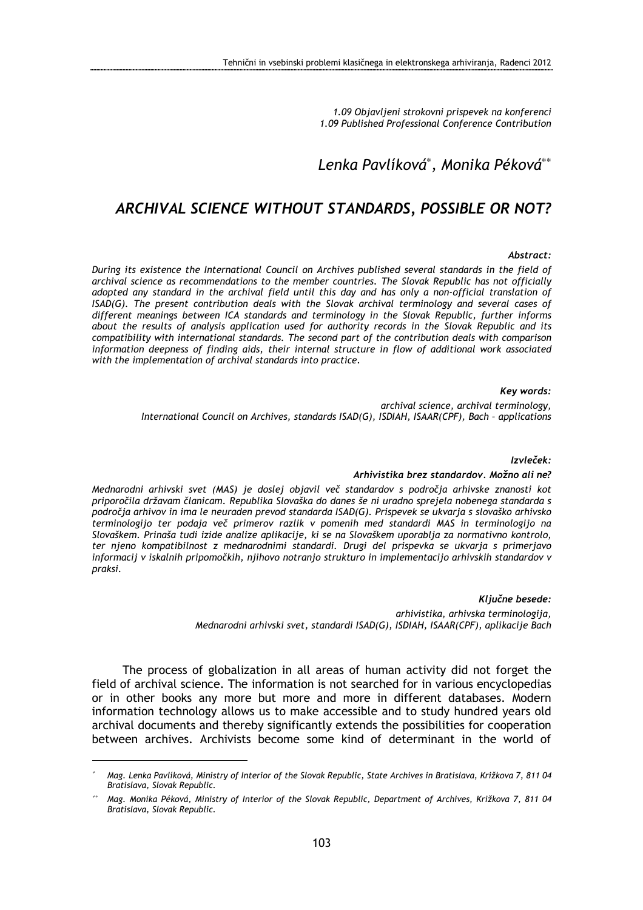*1.09 Objavljeni strokovni prispevek na konferenci*
*1.09 Published Professional Conference Contribution*

*Lenka Pavlíková*[*], *Monika Péková*[**]

# *ARCHIVAL SCIENCE WITHOUT STANDARDS, POSSIBLE OR NOT?*

***Abstract:***

*During its existence the International Council on Archives published several standards in the field of archival science as recommendations to the member countries. The Slovak Republic has not officially adopted any standard in the archival field until this day and has only a non-official translation of ISAD(G). The present contribution deals with the Slovak archival terminology and several cases of different meanings between ICA standards and terminology in the Slovak Republic, further informs about the results of analysis application used for authority records in the Slovak Republic and its compatibility with international standards. The second part of the contribution deals with comparison information deepness of finding aids, their internal structure in flow of additional work associated with the implementation of archival standards into practice.*

***Key words:***

*archival science, archival terminology, International Council on Archives, standards ISAD(G), ISDIAH, ISAAR(CPF), Bach – applications*

***Izvleček:***

***Arhivistika brez standardov. Možno ali ne?***

*Mednarodni arhivski svet (MAS) je doslej objavil več standardov s področja arhivske znanosti kot priporočila državam članicam. Republika Slovaška do danes še ni uradno sprejela nobenega standarda s področja arhivov in ima le neuraden prevod standarda ISAD(G). Prispevek se ukvarja s slovaško arhivsko terminologijo ter podaja več primerov razlik v pomenih med standardi MAS in terminologijo na Slovaškem. Prinaša tudi izide analize aplikacije, ki se na Slovaškem uporablja za normativno kontrolo, ter njeno kompatibilnost z mednarodnimi standardi. Drugi del prispevka se ukvarja s primerjavo informacij v iskalnih pripomočkih, njihovo notranjo strukturo in implementacijo arhivskih standardov v praksi.*

***Ključne besede:***

*arhivistika, arhivska terminologija, Mednarodni arhivski svet, standardi ISAD(G), ISDIAH, ISAAR(CPF), aplikacije Bach*

The process of globalization in all areas of human activity did not forget the field of archival science. The information is not searched for in various encyclopedias or in other books any more but more and more in different databases. Modern information technology allows us to make accessible and to study hundred years old archival documents and thereby significantly extends the possibilities for cooperation between archives. Archivists become some kind of determinant in the world of

---

[*] *Mag. Lenka Pavlíková, Ministry of Interior of the Slovak Republic, State Archives in Bratislava, Križkova 7, 811 04 Bratislava, Slovak Republic.*

[**] *Mag. Monika Péková, Ministry of Interior of the Slovak Republic, Department of Archives, Križkova 7, 811 04 Bratislava, Slovak Republic.*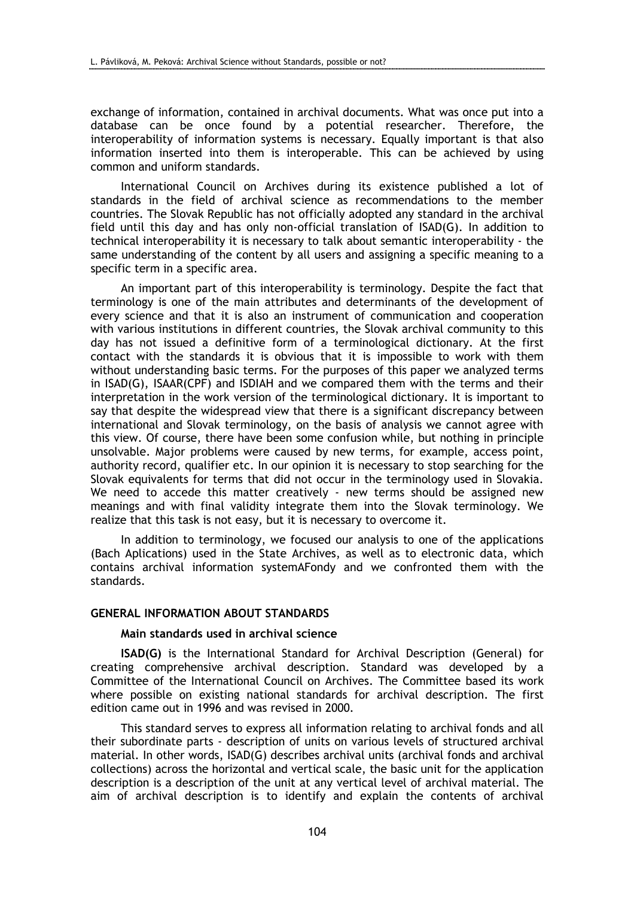exchange of information, contained in archival documents. What was once put into a database can be once found by a potential researcher. Therefore, the interoperability of information systems is necessary. Equally important is that also information inserted into them is interoperable. This can be achieved by using common and uniform standards.

International Council on Archives during its existence published a lot of standards in the field of archival science as recommendations to the member countries. The Slovak Republic has not officially adopted any standard in the archival field until this day and has only non-official translation of ISAD(G). In addition to technical interoperability it is necessary to talk about semantic interoperability - the same understanding of the content by all users and assigning a specific meaning to a specific term in a specific area.

An important part of this interoperability is terminology. Despite the fact that terminology is one of the main attributes and determinants of the development of every science and that it is also an instrument of communication and cooperation with various institutions in different countries, the Slovak archival community to this day has not issued a definitive form of a terminological dictionary. At the first contact with the standards it is obvious that it is impossible to work with them without understanding basic terms. For the purposes of this paper we analyzed terms in ISAD(G), ISAAR(CPF) and ISDIAH and we compared them with the terms and their interpretation in the work version of the terminological dictionary. It is important to say that despite the widespread view that there is a significant discrepancy between international and Slovak terminology, on the basis of analysis we cannot agree with this view. Of course, there have been some confusion while, but nothing in principle unsolvable. Major problems were caused by new terms, for example, access point, authority record, qualifier etc. In our opinion it is necessary to stop searching for the Slovak equivalents for terms that did not occur in the terminology used in Slovakia. We need to accede this matter creatively - new terms should be assigned new meanings and with final validity integrate them into the Slovak terminology. We realize that this task is not easy, but it is necessary to overcome it.

In addition to terminology, we focused our analysis to one of the applications (Bach Aplications) used in the State Archives, as well as to electronic data, which contains archival information systemAFondy and we confronted them with the standards.

## GENERAL INFORMATION ABOUT STANDARDS

### Main standards used in archival science

**ISAD(G)** is the International Standard for Archival Description (General) for creating comprehensive archival description. Standard was developed by a Committee of the International Council on Archives. The Committee based its work where possible on existing national standards for archival description. The first edition came out in 1996 and was revised in 2000.

This standard serves to express all information relating to archival fonds and all their subordinate parts - description of units on various levels of structured archival material. In other words, ISAD(G) describes archival units (archival fonds and archival collections) across the horizontal and vertical scale, the basic unit for the application description is a description of the unit at any vertical level of archival material. The aim of archival description is to identify and explain the contents of archival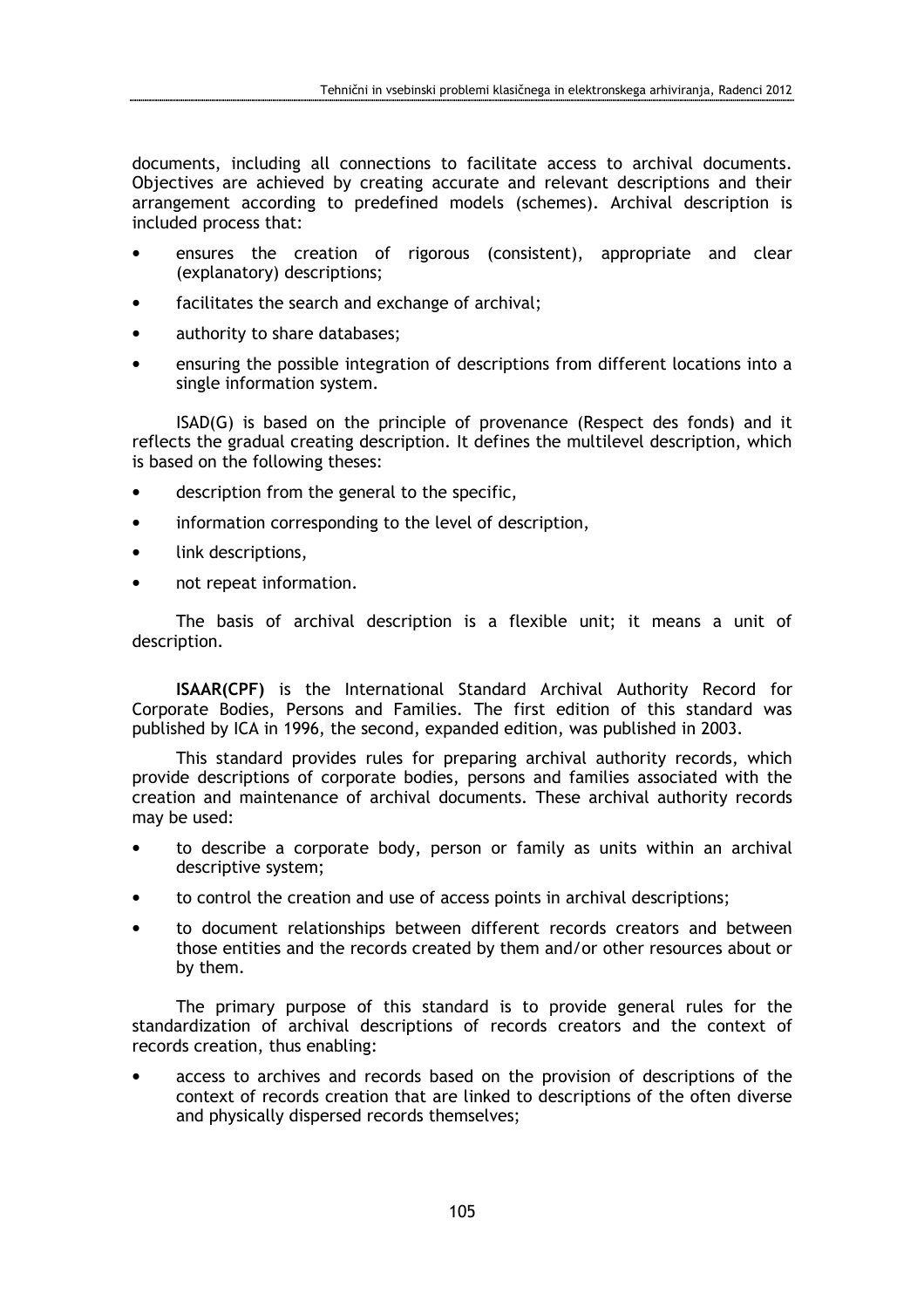documents, including all connections to facilitate access to archival documents. Objectives are achieved by creating accurate and relevant descriptions and their arrangement according to predefined models (schemes). Archival description is included process that:

- ensures the creation of rigorous (consistent), appropriate and clear (explanatory) descriptions;
- facilitates the search and exchange of archival;
- authority to share databases;
- ensuring the possible integration of descriptions from different locations into a single information system.

ISAD(G) is based on the principle of provenance (Respect des fonds) and it reflects the gradual creating description. It defines the multilevel description, which is based on the following theses:

- description from the general to the specific,
- information corresponding to the level of description,
- link descriptions,
- not repeat information.

The basis of archival description is a flexible unit; it means a unit of description.

**ISAAR(CPF)** is the International Standard Archival Authority Record for Corporate Bodies, Persons and Families. The first edition of this standard was published by ICA in 1996, the second, expanded edition, was published in 2003.

This standard provides rules for preparing archival authority records, which provide descriptions of corporate bodies, persons and families associated with the creation and maintenance of archival documents. These archival authority records may be used:

- to describe a corporate body, person or family as units within an archival descriptive system;
- to control the creation and use of access points in archival descriptions;
- to document relationships between different records creators and between those entities and the records created by them and/or other resources about or by them.

The primary purpose of this standard is to provide general rules for the standardization of archival descriptions of records creators and the context of records creation, thus enabling:

- access to archives and records based on the provision of descriptions of the context of records creation that are linked to descriptions of the often diverse and physically dispersed records themselves;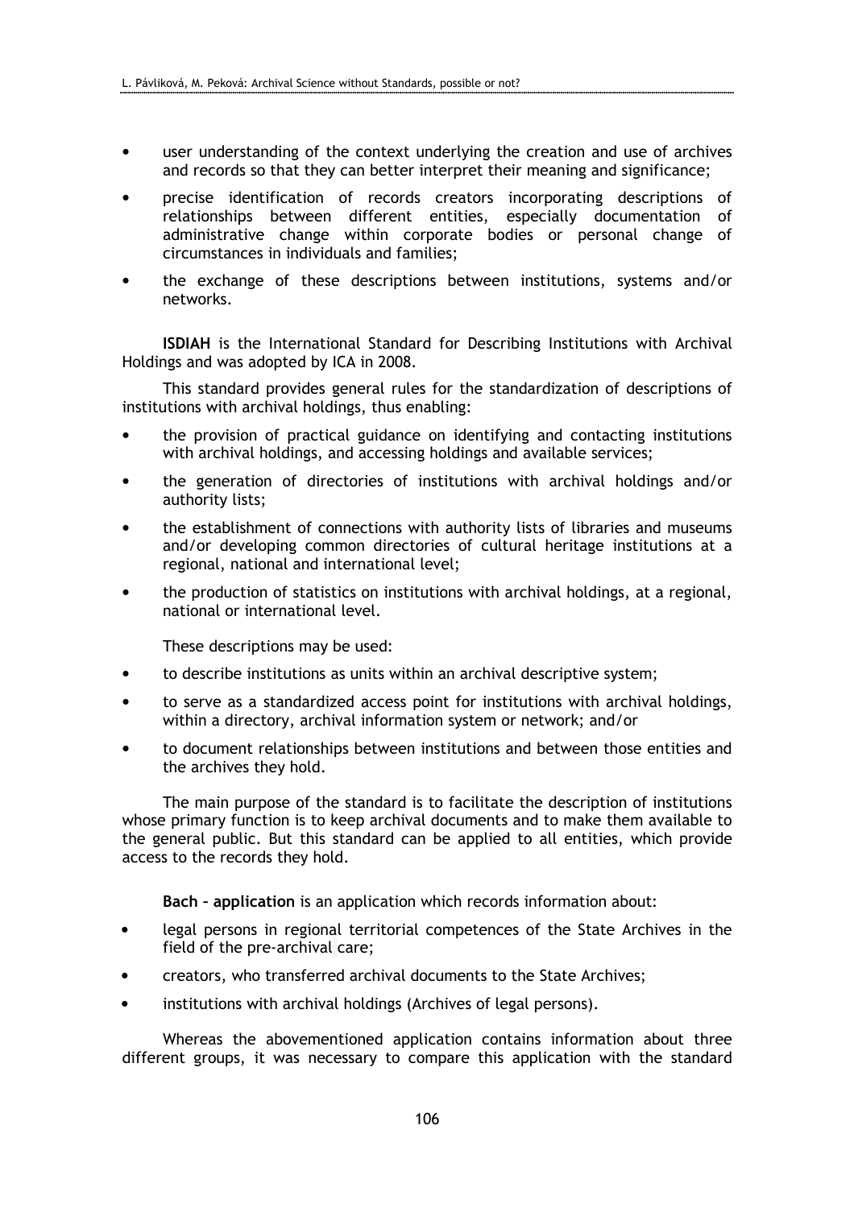- user understanding of the context underlying the creation and use of archives and records so that they can better interpret their meaning and significance;
- precise identification of records creators incorporating descriptions of relationships between different entities, especially documentation of administrative change within corporate bodies or personal change of circumstances in individuals and families;
- the exchange of these descriptions between institutions, systems and/or networks.

**ISDIAH** is the International Standard for Describing Institutions with Archival Holdings and was adopted by ICA in 2008.

This standard provides general rules for the standardization of descriptions of institutions with archival holdings, thus enabling:

- the provision of practical guidance on identifying and contacting institutions with archival holdings, and accessing holdings and available services;
- the generation of directories of institutions with archival holdings and/or authority lists;
- the establishment of connections with authority lists of libraries and museums and/or developing common directories of cultural heritage institutions at a regional, national and international level;
- the production of statistics on institutions with archival holdings, at a regional, national or international level.

These descriptions may be used:

- to describe institutions as units within an archival descriptive system;
- to serve as a standardized access point for institutions with archival holdings, within a directory, archival information system or network; and/or
- to document relationships between institutions and between those entities and the archives they hold.

The main purpose of the standard is to facilitate the description of institutions whose primary function is to keep archival documents and to make them available to the general public. But this standard can be applied to all entities, which provide access to the records they hold.

**Bach – application** is an application which records information about:

- legal persons in regional territorial competences of the State Archives in the field of the pre-archival care;
- creators, who transferred archival documents to the State Archives;
- institutions with archival holdings (Archives of legal persons).

Whereas the abovementioned application contains information about three different groups, it was necessary to compare this application with the standard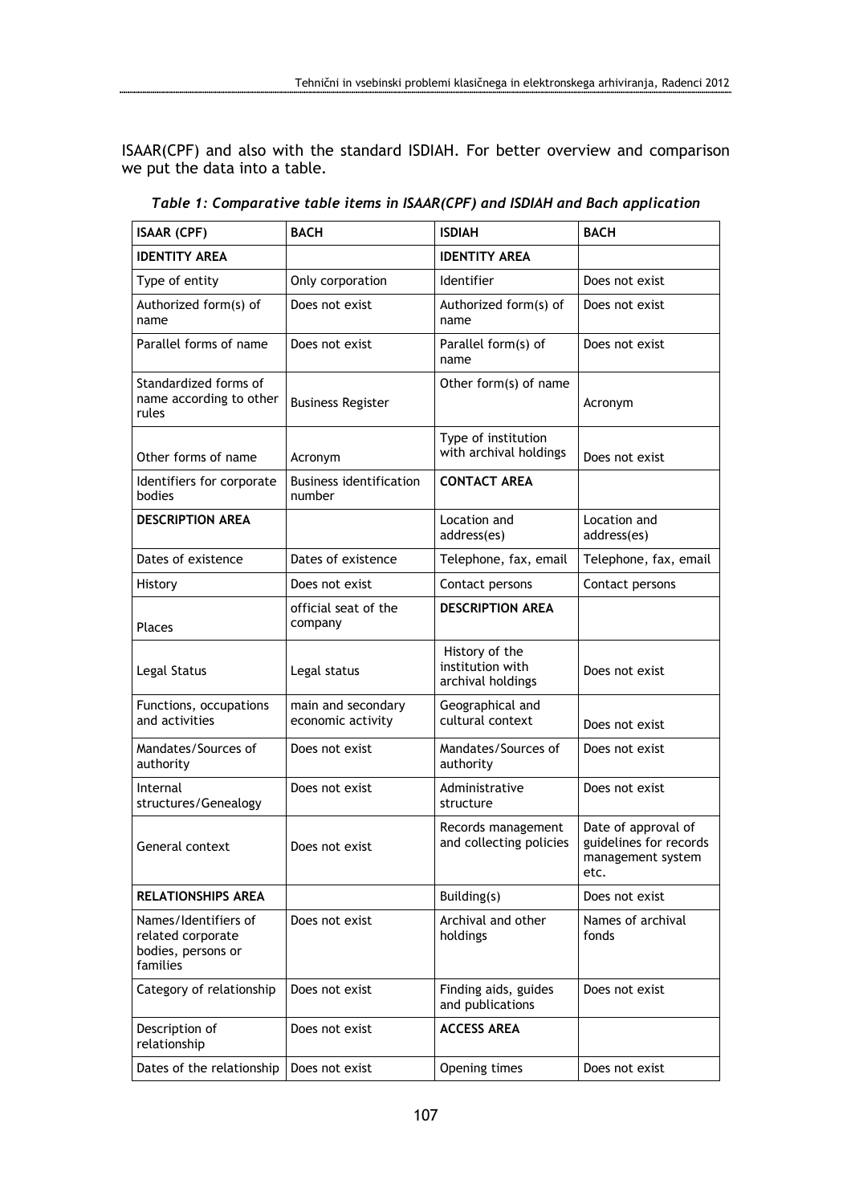ISAAR(CPF) and also with the standard ISDIAH. For better overview and comparison we put the data into a table.

*Table 1: Comparative table items in ISAAR(CPF) and ISDIAH and Bach application*

| ISAAR (CPF) | BACH | ISDIAH | BACH |
|---|---|---|---|
| **IDENTITY AREA** | | **IDENTITY AREA** | |
| Type of entity | Only corporation | Identifier | Does not exist |
| Authorized form(s) of name | Does not exist | Authorized form(s) of name | Does not exist |
| Parallel forms of name | Does not exist | Parallel form(s) of name | Does not exist |
| Standardized forms of name according to other rules | Business Register | Other form(s) of name | Acronym |
| Other forms of name | Acronym | Type of institution with archival holdings | Does not exist |
| Identifiers for corporate bodies | Business identification number | **CONTACT AREA** | |
| **DESCRIPTION AREA** | | Location and address(es) | Location and address(es) |
| Dates of existence | Dates of existence | Telephone, fax, email | Telephone, fax, email |
| History | Does not exist | Contact persons | Contact persons |
| Places | official seat of the company | **DESCRIPTION AREA** | |
| Legal Status | Legal status | History of the institution with archival holdings | Does not exist |
| Functions, occupations and activities | main and secondary economic activity | Geographical and cultural context | Does not exist |
| Mandates/Sources of authority | Does not exist | Mandates/Sources of authority | Does not exist |
| Internal structures/Genealogy | Does not exist | Administrative structure | Does not exist |
| General context | Does not exist | Records management and collecting policies | Date of approval of guidelines for records management system etc. |
| **RELATIONSHIPS AREA** | | Building(s) | Does not exist |
| Names/Identifiers of related corporate bodies, persons or families | Does not exist | Archival and other holdings | Names of archival fonds |
| Category of relationship | Does not exist | Finding aids, guides and publications | Does not exist |
| Description of relationship | Does not exist | **ACCESS AREA** | |
| Dates of the relationship | Does not exist | Opening times | Does not exist |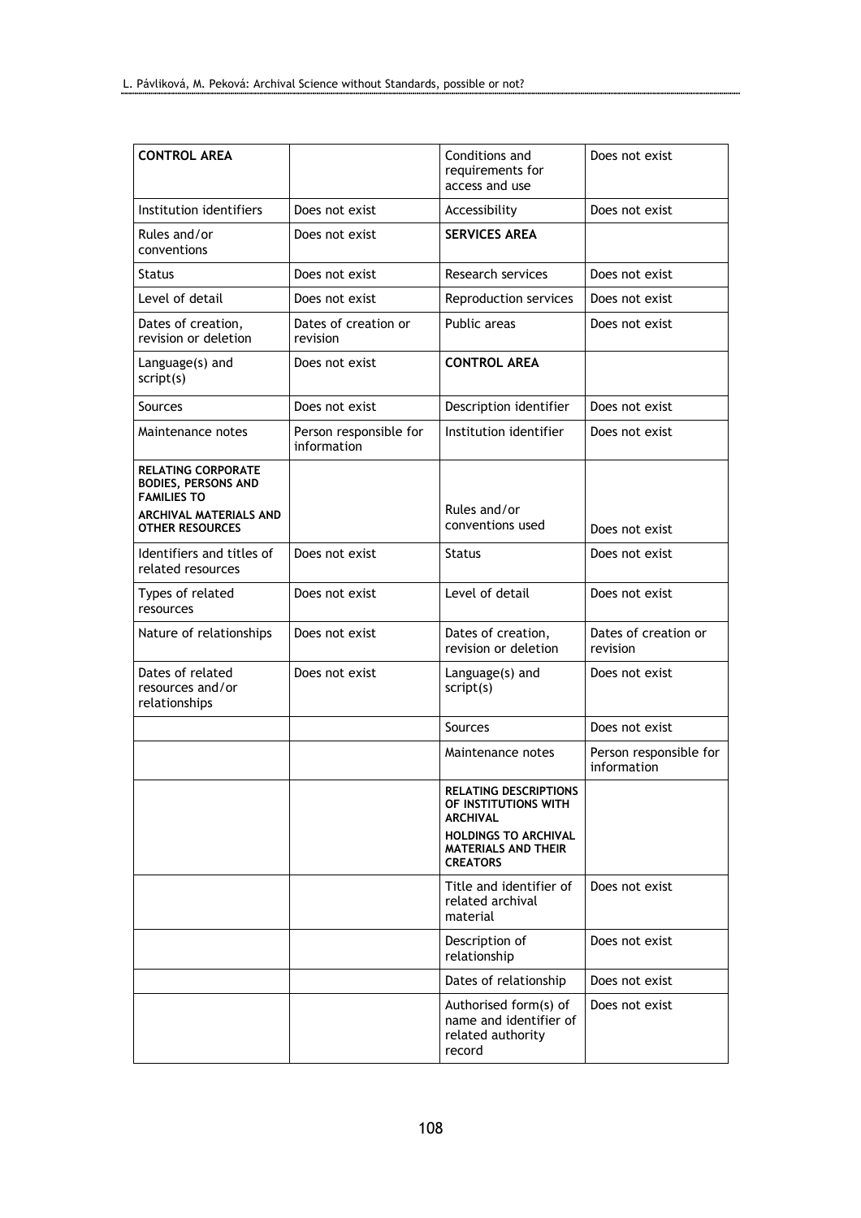| **CONTROL AREA** | | Conditions and requirements for access and use | Does not exist |
|---|---|---|---|
| Institution identifiers | Does not exist | Accessibility | Does not exist |
| Rules and/or conventions | Does not exist | **SERVICES AREA** | |
| Status | Does not exist | Research services | Does not exist |
| Level of detail | Does not exist | Reproduction services | Does not exist |
| Dates of creation, revision or deletion | Dates of creation or revision | Public areas | Does not exist |
| Language(s) and script(s) | Does not exist | **CONTROL AREA** | |
| Sources | Does not exist | Description identifier | Does not exist |
| Maintenance notes | Person responsible for information | Institution identifier | Does not exist |
| **RELATING CORPORATE BODIES, PERSONS AND FAMILIES TO ARCHIVAL MATERIALS AND OTHER RESOURCES** | | Rules and/or conventions used | Does not exist |
| Identifiers and titles of related resources | Does not exist | Status | Does not exist |
| Types of related resources | Does not exist | Level of detail | Does not exist |
| Nature of relationships | Does not exist | Dates of creation, revision or deletion | Dates of creation or revision |
| Dates of related resources and/or relationships | Does not exist | Language(s) and script(s) | Does not exist |
| | | Sources | Does not exist |
| | | Maintenance notes | Person responsible for information |
| | | **RELATING DESCRIPTIONS OF INSTITUTIONS WITH ARCHIVAL HOLDINGS TO ARCHIVAL MATERIALS AND THEIR CREATORS** | |
| | | Title and identifier of related archival material | Does not exist |
| | | Description of relationship | Does not exist |
| | | Dates of relationship | Does not exist |
| | | Authorised form(s) of name and identifier of related authority record | Does not exist |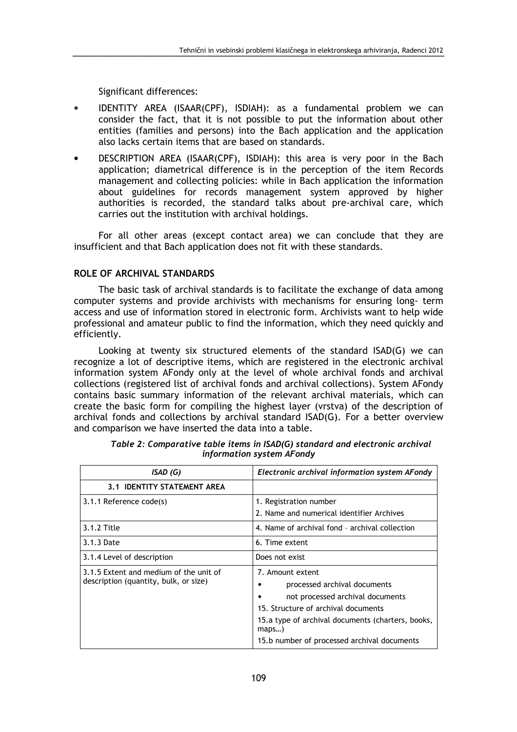Significant differences:

- IDENTITY AREA (ISAAR(CPF), ISDIAH): as a fundamental problem we can consider the fact, that it is not possible to put the information about other entities (families and persons) into the Bach application and the application also lacks certain items that are based on standards.
- DESCRIPTION AREA (ISAAR(CPF), ISDIAH): this area is very poor in the Bach application; diametrical difference is in the perception of the item Records management and collecting policies: while in Bach application the information about guidelines for records management system approved by higher authorities is recorded, the standard talks about pre-archival care, which carries out the institution with archival holdings.

For all other areas (except contact area) we can conclude that they are insufficient and that Bach application does not fit with these standards.

## ROLE OF ARCHIVAL STANDARDS

The basic task of archival standards is to facilitate the exchange of data among computer systems and provide archivists with mechanisms for ensuring long- term access and use of information stored in electronic form. Archivists want to help wide professional and amateur public to find the information, which they need quickly and efficiently.

Looking at twenty six structured elements of the standard ISAD(G) we can recognize a lot of descriptive items, which are registered in the electronic archival information system AFondy only at the level of whole archival fonds and archival collections (registered list of archival fonds and archival collections). System AFondy contains basic summary information of the relevant archival materials, which can create the basic form for compiling the highest layer (vrstva) of the description of archival fonds and collections by archival standard ISAD(G). For a better overview and comparison we have inserted the data into a table.

*Table 2: Comparative table items in ISAD(G) standard and electronic archival information system AFondy*

| *ISAD (G)* | *Electronic archival information system AFondy* |
|---|---|
| **3.1 IDENTITY STATEMENT AREA** | |
| 3.1.1 Reference code(s) | 1. Registration number<br>2. Name and numerical identifier Archives |
| 3.1.2 Title | 4. Name of archival fond – archival collection |
| 3.1.3 Date | 6. Time extent |
| 3.1.4 Level of description | Does not exist |
| 3.1.5 Extent and medium of the unit of description (quantity, bulk, or size) | 7. Amount extent<br>• processed archival documents<br>• not processed archival documents<br>15. Structure of archival documents<br>15.a type of archival documents (charters, books, maps…)<br>15.b number of processed archival documents |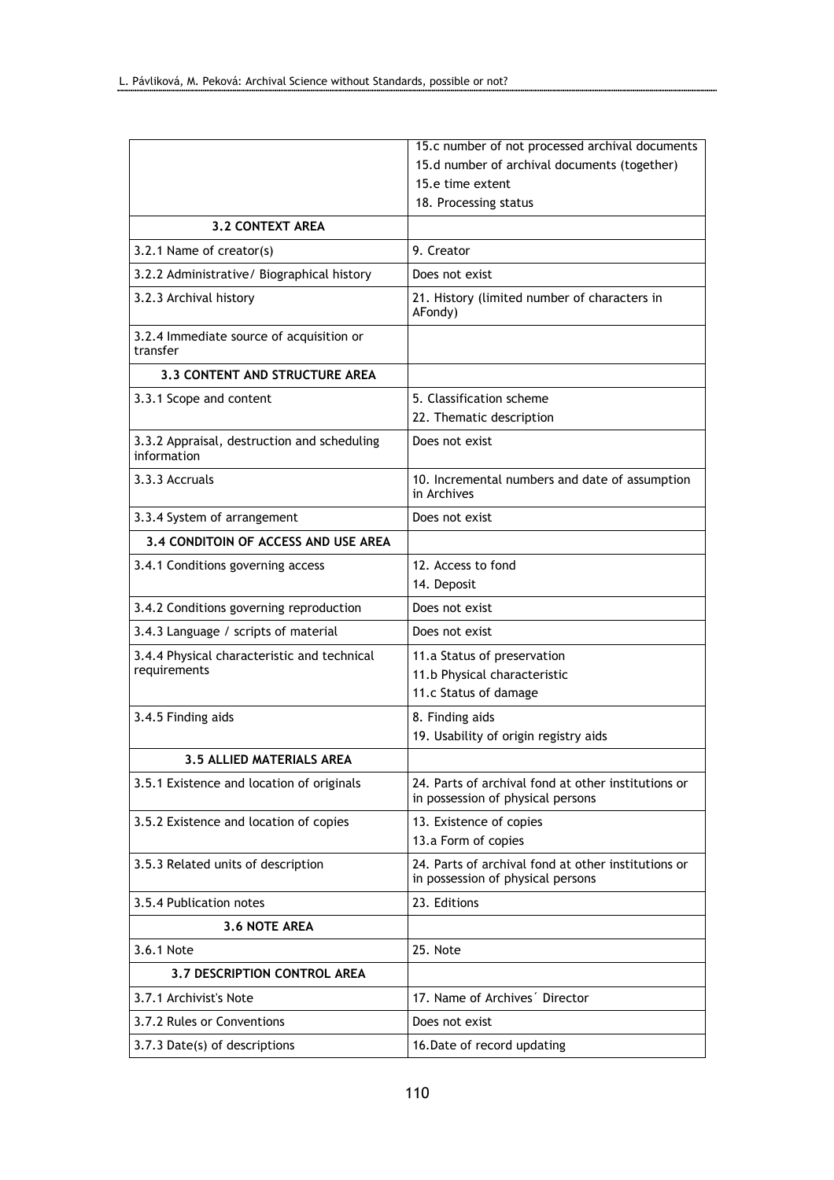| | |
|---|---|
| | 15.c number of not processed archival documents<br>15.d number of archival documents (together)<br>15.e time extent<br>18. Processing status |
| **3.2 CONTEXT AREA** | |
| 3.2.1 Name of creator(s) | 9. Creator |
| 3.2.2 Administrative/ Biographical history | Does not exist |
| 3.2.3 Archival history | 21. History (limited number of characters in AFondy) |
| 3.2.4 Immediate source of acquisition or transfer | |
| **3.3 CONTENT AND STRUCTURE AREA** | |
| 3.3.1 Scope and content | 5. Classification scheme<br>22. Thematic description |
| 3.3.2 Appraisal, destruction and scheduling information | Does not exist |
| 3.3.3 Accruals | 10. Incremental numbers and date of assumption in Archives |
| 3.3.4 System of arrangement | Does not exist |
| **3.4 CONDITOIN OF ACCESS AND USE AREA** | |
| 3.4.1 Conditions governing access | 12. Access to fond<br>14. Deposit |
| 3.4.2 Conditions governing reproduction | Does not exist |
| 3.4.3 Language / scripts of material | Does not exist |
| 3.4.4 Physical characteristic and technical requirements | 11.a Status of preservation<br>11.b Physical characteristic<br>11.c Status of damage |
| 3.4.5 Finding aids | 8. Finding aids<br>19. Usability of origin registry aids |
| **3.5 ALLIED MATERIALS AREA** | |
| 3.5.1 Existence and location of originals | 24. Parts of archival fond at other institutions or in possession of physical persons |
| 3.5.2 Existence and location of copies | 13. Existence of copies<br>13.a Form of copies |
| 3.5.3 Related units of description | 24. Parts of archival fond at other institutions or in possession of physical persons |
| 3.5.4 Publication notes | 23. Editions |
| **3.6 NOTE AREA** | |
| 3.6.1 Note | 25. Note |
| **3.7 DESCRIPTION CONTROL AREA** | |
| 3.7.1 Archivist's Note | 17. Name of Archives´ Director |
| 3.7.2 Rules or Conventions | Does not exist |
| 3.7.3 Date(s) of descriptions | 16.Date of record updating |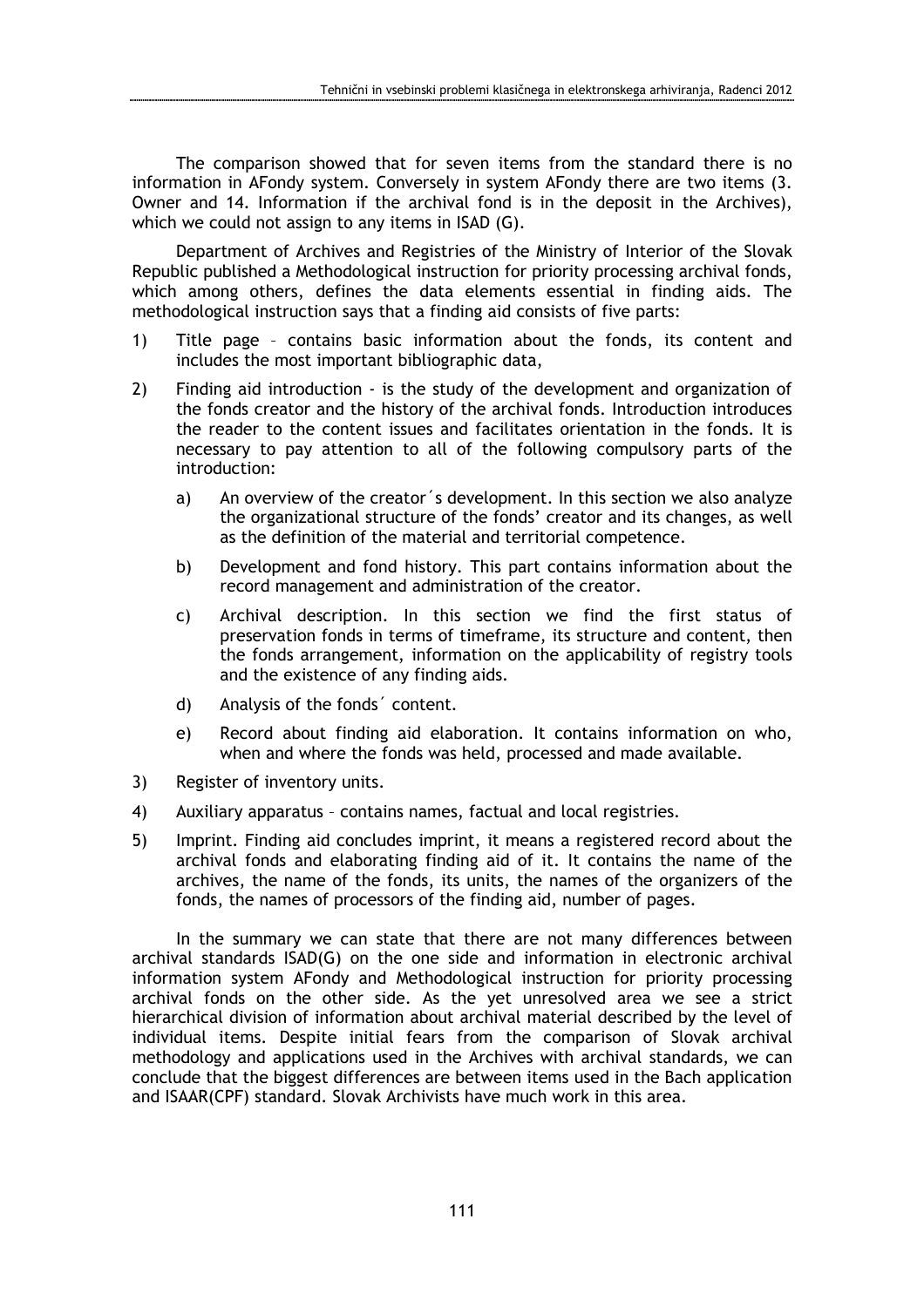The comparison showed that for seven items from the standard there is no information in AFondy system. Conversely in system AFondy there are two items (3. Owner and 14. Information if the archival fond is in the deposit in the Archives), which we could not assign to any items in ISAD (G).

Department of Archives and Registries of the Ministry of Interior of the Slovak Republic published a Methodological instruction for priority processing archival fonds, which among others, defines the data elements essential in finding aids. The methodological instruction says that a finding aid consists of five parts:

1) Title page – contains basic information about the fonds, its content and includes the most important bibliographic data,
2) Finding aid introduction - is the study of the development and organization of the fonds creator and the history of the archival fonds. Introduction introduces the reader to the content issues and facilitates orientation in the fonds. It is necessary to pay attention to all of the following compulsory parts of the introduction:
   a) An overview of the creator´s development. In this section we also analyze the organizational structure of the fonds' creator and its changes, as well as the definition of the material and territorial competence.
   b) Development and fond history. This part contains information about the record management and administration of the creator.
   c) Archival description. In this section we find the first status of preservation fonds in terms of timeframe, its structure and content, then the fonds arrangement, information on the applicability of registry tools and the existence of any finding aids.
   d) Analysis of the fonds´ content.
   e) Record about finding aid elaboration. It contains information on who, when and where the fonds was held, processed and made available.
3) Register of inventory units.
4) Auxiliary apparatus – contains names, factual and local registries.
5) Imprint. Finding aid concludes imprint, it means a registered record about the archival fonds and elaborating finding aid of it. It contains the name of the archives, the name of the fonds, its units, the names of the organizers of the fonds, the names of processors of the finding aid, number of pages.

In the summary we can state that there are not many differences between archival standards ISAD(G) on the one side and information in electronic archival information system AFondy and Methodological instruction for priority processing archival fonds on the other side. As the yet unresolved area we see a strict hierarchical division of information about archival material described by the level of individual items. Despite initial fears from the comparison of Slovak archival methodology and applications used in the Archives with archival standards, we can conclude that the biggest differences are between items used in the Bach application and ISAAR(CPF) standard. Slovak Archivists have much work in this area.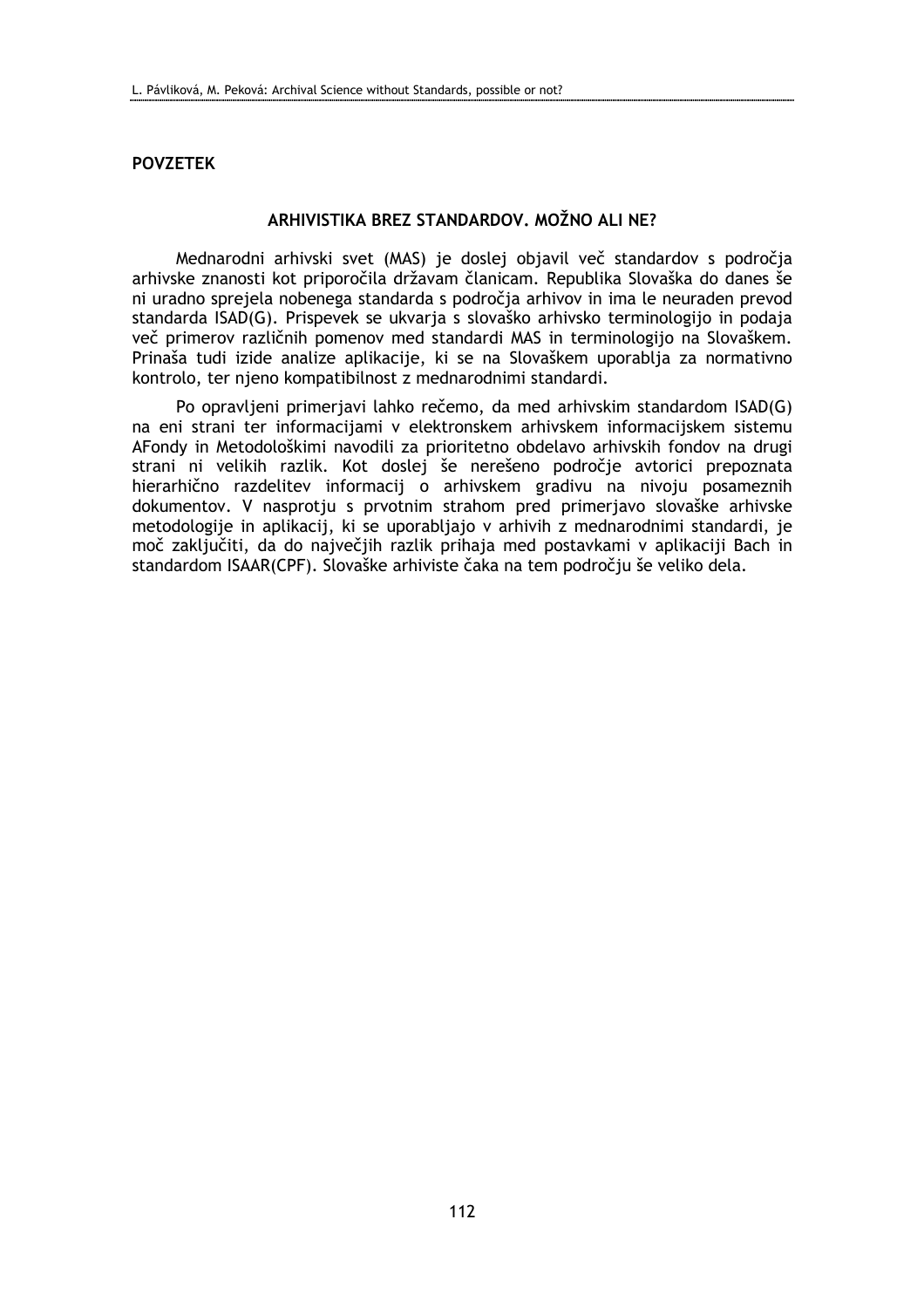## POVZETEK

### ARHIVISTIKA BREZ STANDARDOV. MOŽNO ALI NE?

Mednarodni arhivski svet (MAS) je doslej objavil več standardov s področja arhivske znanosti kot priporočila državam članicam. Republika Slovaška do danes še ni uradno sprejela nobenega standarda s področja arhivov in ima le neuraden prevod standarda ISAD(G). Prispevek se ukvarja s slovaško arhivsko terminologijo in podaja več primerov različnih pomenov med standardi MAS in terminologijo na Slovaškem. Prinaša tudi izide analize aplikacije, ki se na Slovaškem uporablja za normativno kontrolo, ter njeno kompatibilnost z mednarodnimi standardi.

Po opravljeni primerjavi lahko rečemo, da med arhivskim standardom ISAD(G) na eni strani ter informacijami v elektronskem arhivskem informacijskem sistemu AFondy in Metodološkimi navodili za prioritetno obdelavo arhivskih fondov na drugi strani ni velikih razlik. Kot doslej še nerešeno področje avtorici prepoznata hierarhično razdelitev informacij o arhivskem gradivu na nivoju posameznih dokumentov. V nasprotju s prvotnim strahom pred primerjavo slovaške arhivske metodologije in aplikacij, ki se uporabljajo v arhivih z mednarodnimi standardi, je moč zaključiti, da do največjih razlik prihaja med postavkami v aplikaciji Bach in standardom ISAAR(CPF). Slovaške arhiviste čaka na tem področju še veliko dela.